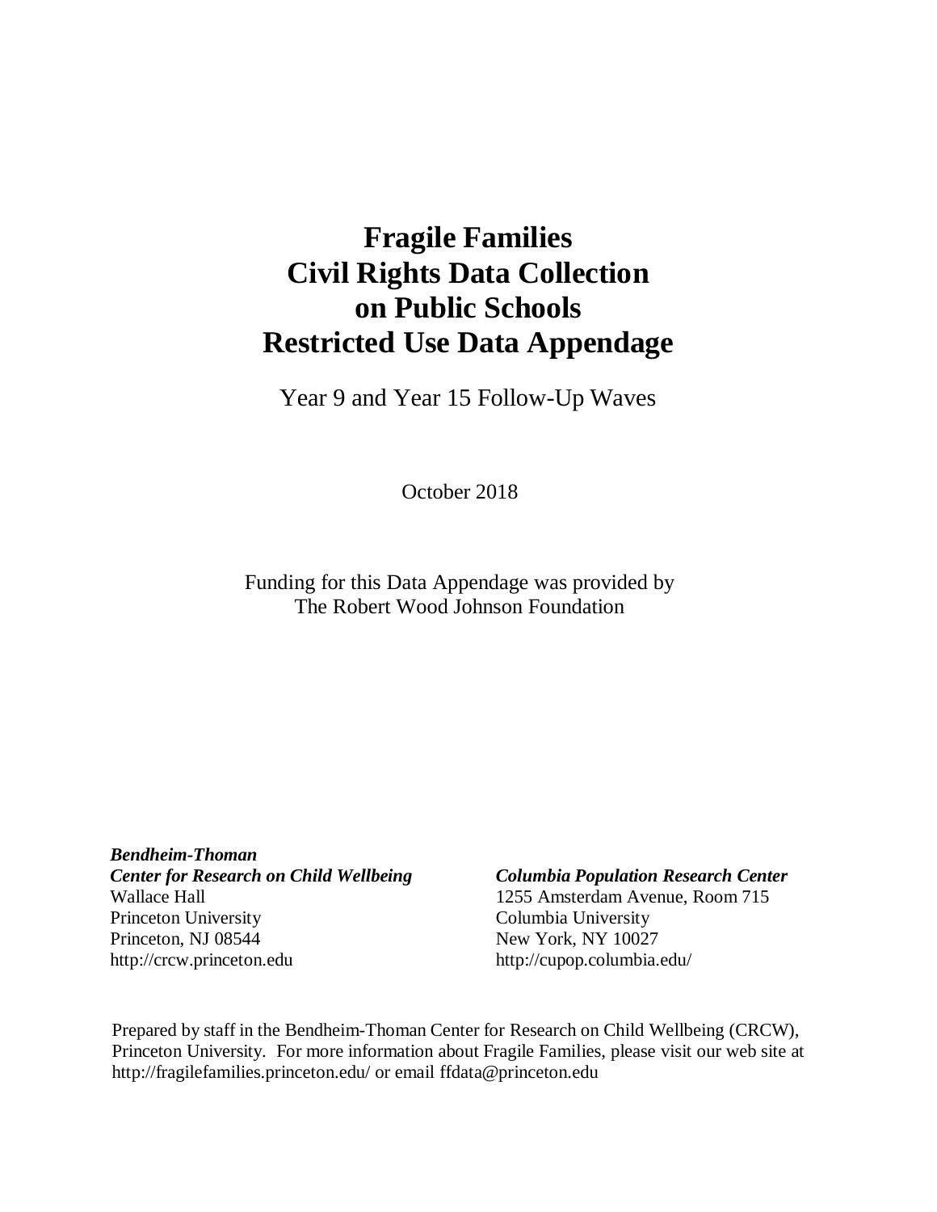# Fragile Families Civil Rights Data Collection on Public Schools Restricted Use Data Appendage

Year 9 and Year 15 Follow-Up Waves

October 2018

Funding for this Data Appendage was provided by
The Robert Wood Johnson Foundation

***Bendheim-Thoman***
***Center for Research on Child Wellbeing***
Wallace Hall
Princeton University
Princeton, NJ 08544
http://crcw.princeton.edu

***Columbia Population Research Center***
1255 Amsterdam Avenue, Room 715
Columbia University
New York, NY 10027
http://cupop.columbia.edu/

Prepared by staff in the Bendheim-Thoman Center for Research on Child Wellbeing (CRCW), Princeton University. For more information about Fragile Families, please visit our web site at http://fragilefamilies.princeton.edu/ or email ffdata@princeton.edu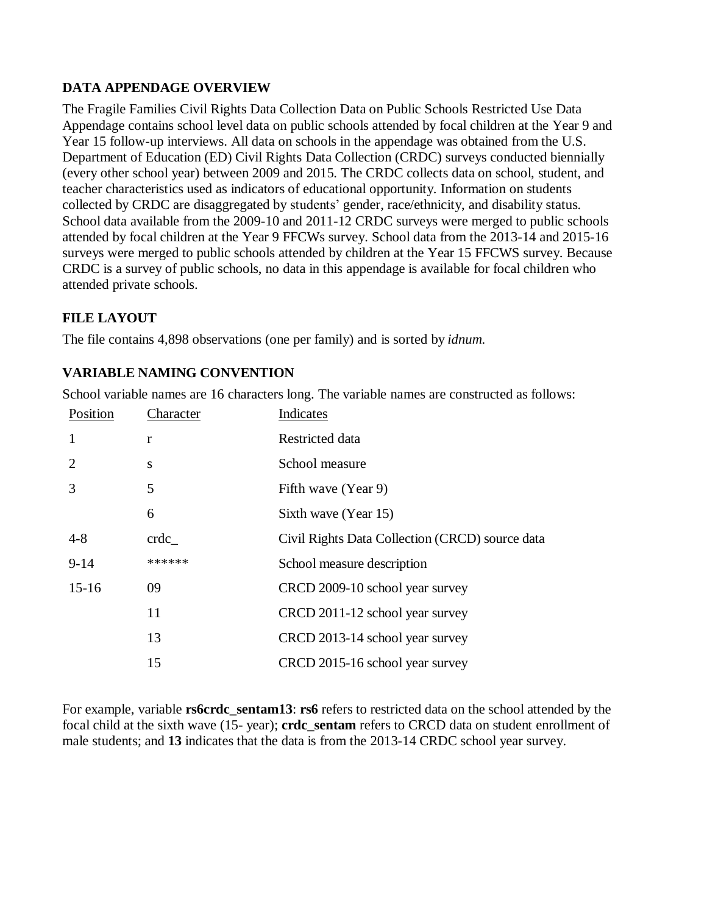## DATA APPENDAGE OVERVIEW

The Fragile Families Civil Rights Data Collection Data on Public Schools Restricted Use Data Appendage contains school level data on public schools attended by focal children at the Year 9 and Year 15 follow-up interviews. All data on schools in the appendage was obtained from the U.S. Department of Education (ED) Civil Rights Data Collection (CRDC) surveys conducted biennially (every other school year) between 2009 and 2015. The CRDC collects data on school, student, and teacher characteristics used as indicators of educational opportunity. Information on students collected by CRDC are disaggregated by students' gender, race/ethnicity, and disability status. School data available from the 2009-10 and 2011-12 CRDC surveys were merged to public schools attended by focal children at the Year 9 FFCWs survey. School data from the 2013-14 and 2015-16 surveys were merged to public schools attended by children at the Year 15 FFCWS survey. Because CRDC is a survey of public schools, no data in this appendage is available for focal children who attended private schools.

## FILE LAYOUT

The file contains 4,898 observations (one per family) and is sorted by *idnum.*

## VARIABLE NAMING CONVENTION

School variable names are 16 characters long. The variable names are constructed as follows:

| Position | Character | Indicates |
|---|---|---|
| 1 | r | Restricted data |
| 2 | s | School measure |
| 3 | 5 | Fifth wave (Year 9) |
| | 6 | Sixth wave (Year 15) |
| 4-8 | crdc_ | Civil Rights Data Collection (CRCD) source data |
| 9-14 | ****** | School measure description |
| 15-16 | 09 | CRCD 2009-10 school year survey |
| | 11 | CRCD 2011-12 school year survey |
| | 13 | CRCD 2013-14 school year survey |
| | 15 | CRCD 2015-16 school year survey |

For example, variable **rs6crdc_sentam13**: **rs6** refers to restricted data on the school attended by the focal child at the sixth wave (15- year); **crdc_sentam** refers to CRCD data on student enrollment of male students; and **13** indicates that the data is from the 2013-14 CRDC school year survey.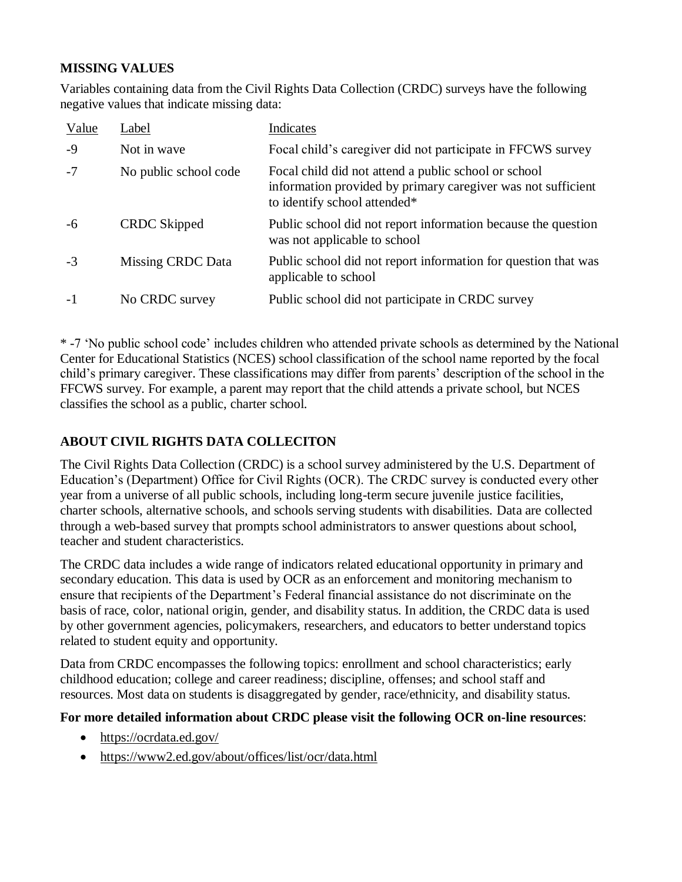**MISSING VALUES**

Variables containing data from the Civil Rights Data Collection (CRDC) surveys have the following negative values that indicate missing data:

| Value | Label | Indicates |
|---|---|---|
| -9 | Not in wave | Focal child's caregiver did not participate in FFCWS survey |
| -7 | No public school code | Focal child did not attend a public school or school information provided by primary caregiver was not sufficient to identify school attended* |
| -6 | CRDC Skipped | Public school did not report information because the question was not applicable to school |
| -3 | Missing CRDC Data | Public school did not report information for question that was applicable to school |
| -1 | No CRDC survey | Public school did not participate in CRDC survey |

* -7 'No public school code' includes children who attended private schools as determined by the National Center for Educational Statistics (NCES) school classification of the school name reported by the focal child's primary caregiver. These classifications may differ from parents' description of the school in the FFCWS survey. For example, a parent may report that the child attends a private school, but NCES classifies the school as a public, charter school.

**ABOUT CIVIL RIGHTS DATA COLLECITON**

The Civil Rights Data Collection (CRDC) is a school survey administered by the U.S. Department of Education's (Department) Office for Civil Rights (OCR). The CRDC survey is conducted every other year from a universe of all public schools, including long-term secure juvenile justice facilities, charter schools, alternative schools, and schools serving students with disabilities. Data are collected through a web-based survey that prompts school administrators to answer questions about school, teacher and student characteristics.

The CRDC data includes a wide range of indicators related educational opportunity in primary and secondary education. This data is used by OCR as an enforcement and monitoring mechanism to ensure that recipients of the Department's Federal financial assistance do not discriminate on the basis of race, color, national origin, gender, and disability status. In addition, the CRDC data is used by other government agencies, policymakers, researchers, and educators to better understand topics related to student equity and opportunity.

Data from CRDC encompasses the following topics: enrollment and school characteristics; early childhood education; college and career readiness; discipline, offenses; and school staff and resources. Most data on students is disaggregated by gender, race/ethnicity, and disability status.

**For more detailed information about CRDC please visit the following OCR on-line resources**:

- https://ocrdata.ed.gov/
- https://www2.ed.gov/about/offices/list/ocr/data.html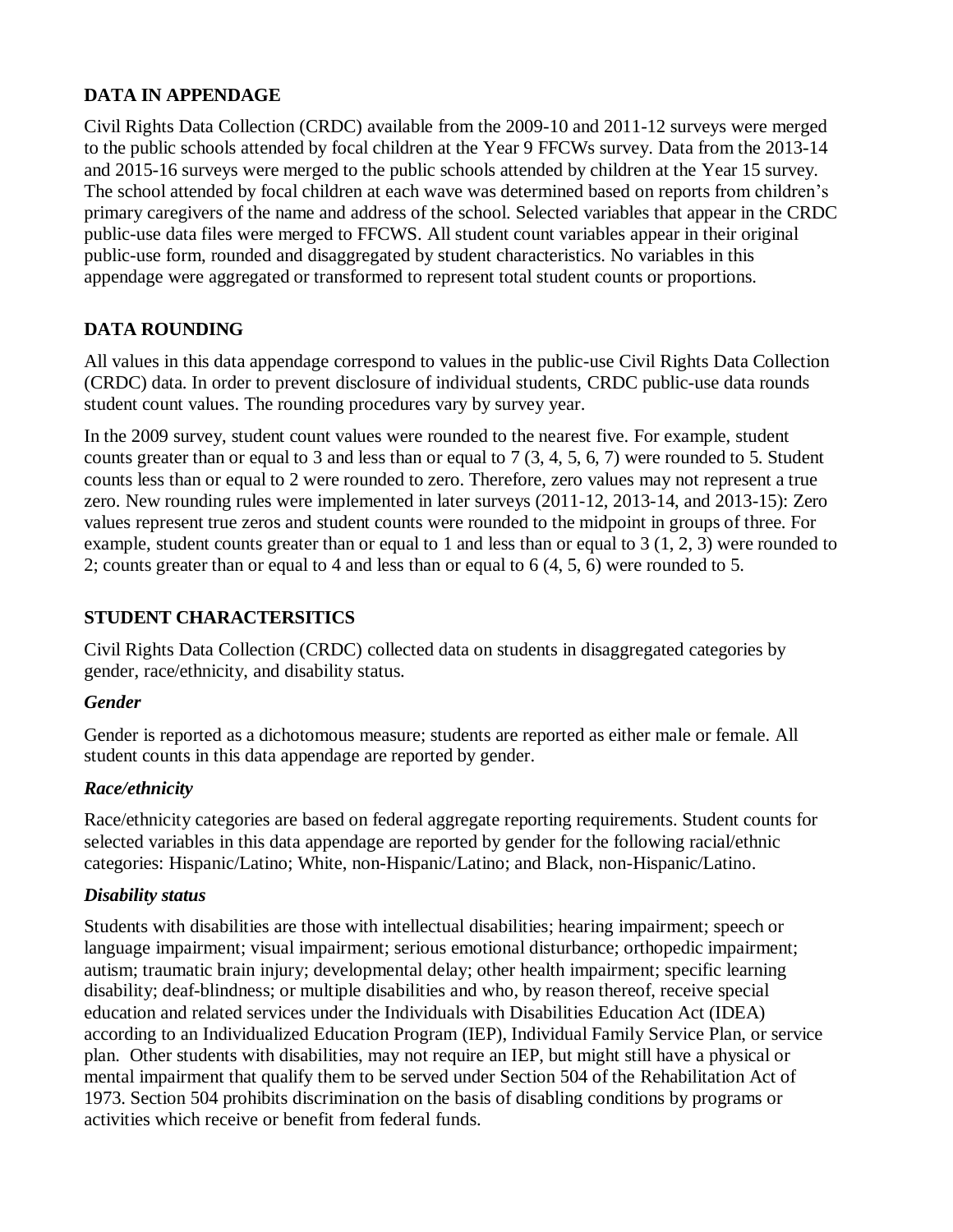## DATA IN APPENDAGE

Civil Rights Data Collection (CRDC) available from the 2009-10 and 2011-12 surveys were merged to the public schools attended by focal children at the Year 9 FFCWs survey. Data from the 2013-14 and 2015-16 surveys were merged to the public schools attended by children at the Year 15 survey. The school attended by focal children at each wave was determined based on reports from children's primary caregivers of the name and address of the school. Selected variables that appear in the CRDC public-use data files were merged to FFCWS. All student count variables appear in their original public-use form, rounded and disaggregated by student characteristics. No variables in this appendage were aggregated or transformed to represent total student counts or proportions.

## DATA ROUNDING

All values in this data appendage correspond to values in the public-use Civil Rights Data Collection (CRDC) data. In order to prevent disclosure of individual students, CRDC public-use data rounds student count values. The rounding procedures vary by survey year.

In the 2009 survey, student count values were rounded to the nearest five. For example, student counts greater than or equal to 3 and less than or equal to 7 (3, 4, 5, 6, 7) were rounded to 5. Student counts less than or equal to 2 were rounded to zero. Therefore, zero values may not represent a true zero. New rounding rules were implemented in later surveys (2011-12, 2013-14, and 2013-15): Zero values represent true zeros and student counts were rounded to the midpoint in groups of three. For example, student counts greater than or equal to 1 and less than or equal to 3 (1, 2, 3) were rounded to 2; counts greater than or equal to 4 and less than or equal to 6 (4, 5, 6) were rounded to 5.

## STUDENT CHARACTERSITICS

Civil Rights Data Collection (CRDC) collected data on students in disaggregated categories by gender, race/ethnicity, and disability status.

### *Gender*

Gender is reported as a dichotomous measure; students are reported as either male or female. All student counts in this data appendage are reported by gender.

### *Race/ethnicity*

Race/ethnicity categories are based on federal aggregate reporting requirements. Student counts for selected variables in this data appendage are reported by gender for the following racial/ethnic categories: Hispanic/Latino; White, non-Hispanic/Latino; and Black, non-Hispanic/Latino.

### *Disability status*

Students with disabilities are those with intellectual disabilities; hearing impairment; speech or language impairment; visual impairment; serious emotional disturbance; orthopedic impairment; autism; traumatic brain injury; developmental delay; other health impairment; specific learning disability; deaf-blindness; or multiple disabilities and who, by reason thereof, receive special education and related services under the Individuals with Disabilities Education Act (IDEA) according to an Individualized Education Program (IEP), Individual Family Service Plan, or service plan. Other students with disabilities, may not require an IEP, but might still have a physical or mental impairment that qualify them to be served under Section 504 of the Rehabilitation Act of 1973. Section 504 prohibits discrimination on the basis of disabling conditions by programs or activities which receive or benefit from federal funds.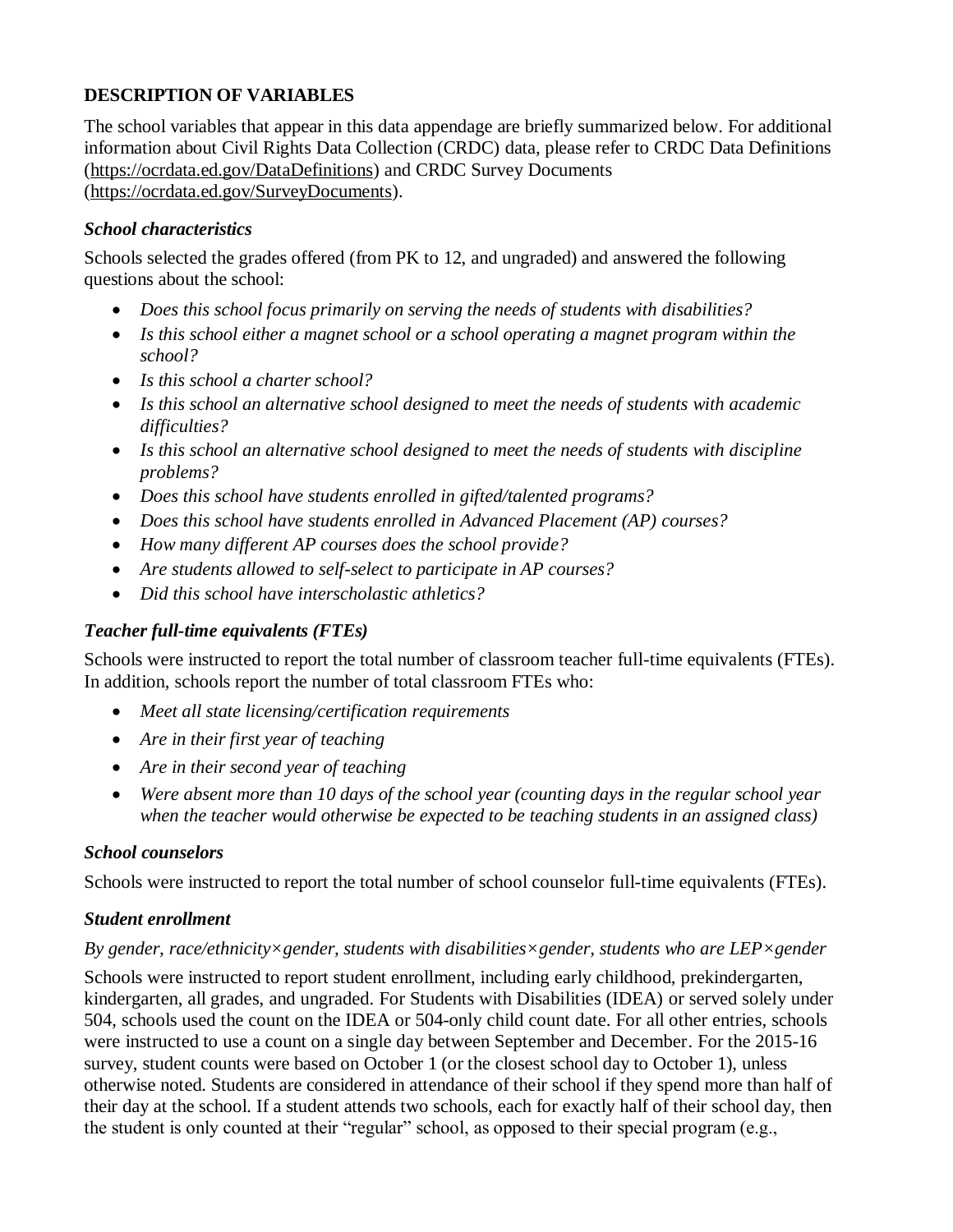## DESCRIPTION OF VARIABLES

The school variables that appear in this data appendage are briefly summarized below. For additional information about Civil Rights Data Collection (CRDC) data, please refer to CRDC Data Definitions (https://ocrdata.ed.gov/DataDefinitions) and CRDC Survey Documents (https://ocrdata.ed.gov/SurveyDocuments).

### *School characteristics*

Schools selected the grades offered (from PK to 12, and ungraded) and answered the following questions about the school:

- *Does this school focus primarily on serving the needs of students with disabilities?*
- *Is this school either a magnet school or a school operating a magnet program within the school?*
- *Is this school a charter school?*
- *Is this school an alternative school designed to meet the needs of students with academic difficulties?*
- *Is this school an alternative school designed to meet the needs of students with discipline problems?*
- *Does this school have students enrolled in gifted/talented programs?*
- *Does this school have students enrolled in Advanced Placement (AP) courses?*
- *How many different AP courses does the school provide?*
- *Are students allowed to self-select to participate in AP courses?*
- *Did this school have interscholastic athletics?*

### *Teacher full-time equivalents (FTEs)*

Schools were instructed to report the total number of classroom teacher full-time equivalents (FTEs). In addition, schools report the number of total classroom FTEs who:

- *Meet all state licensing/certification requirements*
- *Are in their first year of teaching*
- *Are in their second year of teaching*
- *Were absent more than 10 days of the school year (counting days in the regular school year when the teacher would otherwise be expected to be teaching students in an assigned class)*

### *School counselors*

Schools were instructed to report the total number of school counselor full-time equivalents (FTEs).

### *Student enrollment*

*By gender, race/ethnicity×gender, students with disabilities×gender, students who are LEP×gender*

Schools were instructed to report student enrollment, including early childhood, prekindergarten, kindergarten, all grades, and ungraded. For Students with Disabilities (IDEA) or served solely under 504, schools used the count on the IDEA or 504-only child count date. For all other entries, schools were instructed to use a count on a single day between September and December. For the 2015-16 survey, student counts were based on October 1 (or the closest school day to October 1), unless otherwise noted. Students are considered in attendance of their school if they spend more than half of their day at the school. If a student attends two schools, each for exactly half of their school day, then the student is only counted at their "regular" school, as opposed to their special program (e.g.,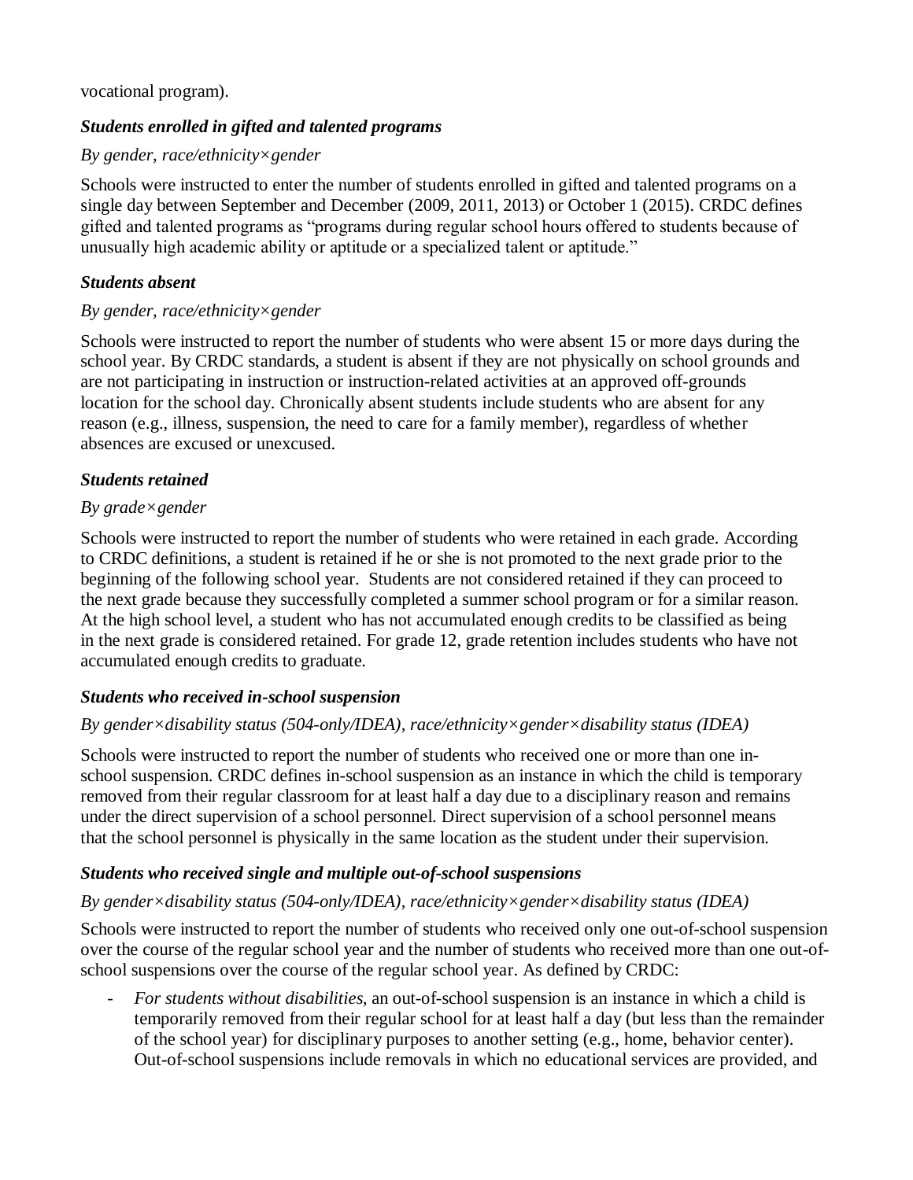vocational program).

***Students enrolled in gifted and talented programs***

*By gender, race/ethnicity×gender*

Schools were instructed to enter the number of students enrolled in gifted and talented programs on a single day between September and December (2009, 2011, 2013) or October 1 (2015). CRDC defines gifted and talented programs as "programs during regular school hours offered to students because of unusually high academic ability or aptitude or a specialized talent or aptitude."

***Students absent***

*By gender, race/ethnicity×gender*

Schools were instructed to report the number of students who were absent 15 or more days during the school year. By CRDC standards, a student is absent if they are not physically on school grounds and are not participating in instruction or instruction-related activities at an approved off-grounds location for the school day. Chronically absent students include students who are absent for any reason (e.g., illness, suspension, the need to care for a family member), regardless of whether absences are excused or unexcused.

***Students retained***

*By grade×gender*

Schools were instructed to report the number of students who were retained in each grade. According to CRDC definitions, a student is retained if he or she is not promoted to the next grade prior to the beginning of the following school year. Students are not considered retained if they can proceed to the next grade because they successfully completed a summer school program or for a similar reason. At the high school level, a student who has not accumulated enough credits to be classified as being in the next grade is considered retained. For grade 12, grade retention includes students who have not accumulated enough credits to graduate.

***Students who received in-school suspension***

*By gender×disability status (504-only/IDEA), race/ethnicity×gender×disability status (IDEA)*

Schools were instructed to report the number of students who received one or more than one in-school suspension. CRDC defines in-school suspension as an instance in which the child is temporary removed from their regular classroom for at least half a day due to a disciplinary reason and remains under the direct supervision of a school personnel. Direct supervision of a school personnel means that the school personnel is physically in the same location as the student under their supervision.

***Students who received single and multiple out-of-school suspensions***

*By gender×disability status (504-only/IDEA), race/ethnicity×gender×disability status (IDEA)*

Schools were instructed to report the number of students who received only one out-of-school suspension over the course of the regular school year and the number of students who received more than one out-of-school suspensions over the course of the regular school year. As defined by CRDC:

- *For students without disabilities*, an out-of-school suspension is an instance in which a child is temporarily removed from their regular school for at least half a day (but less than the remainder of the school year) for disciplinary purposes to another setting (e.g., home, behavior center). Out-of-school suspensions include removals in which no educational services are provided, and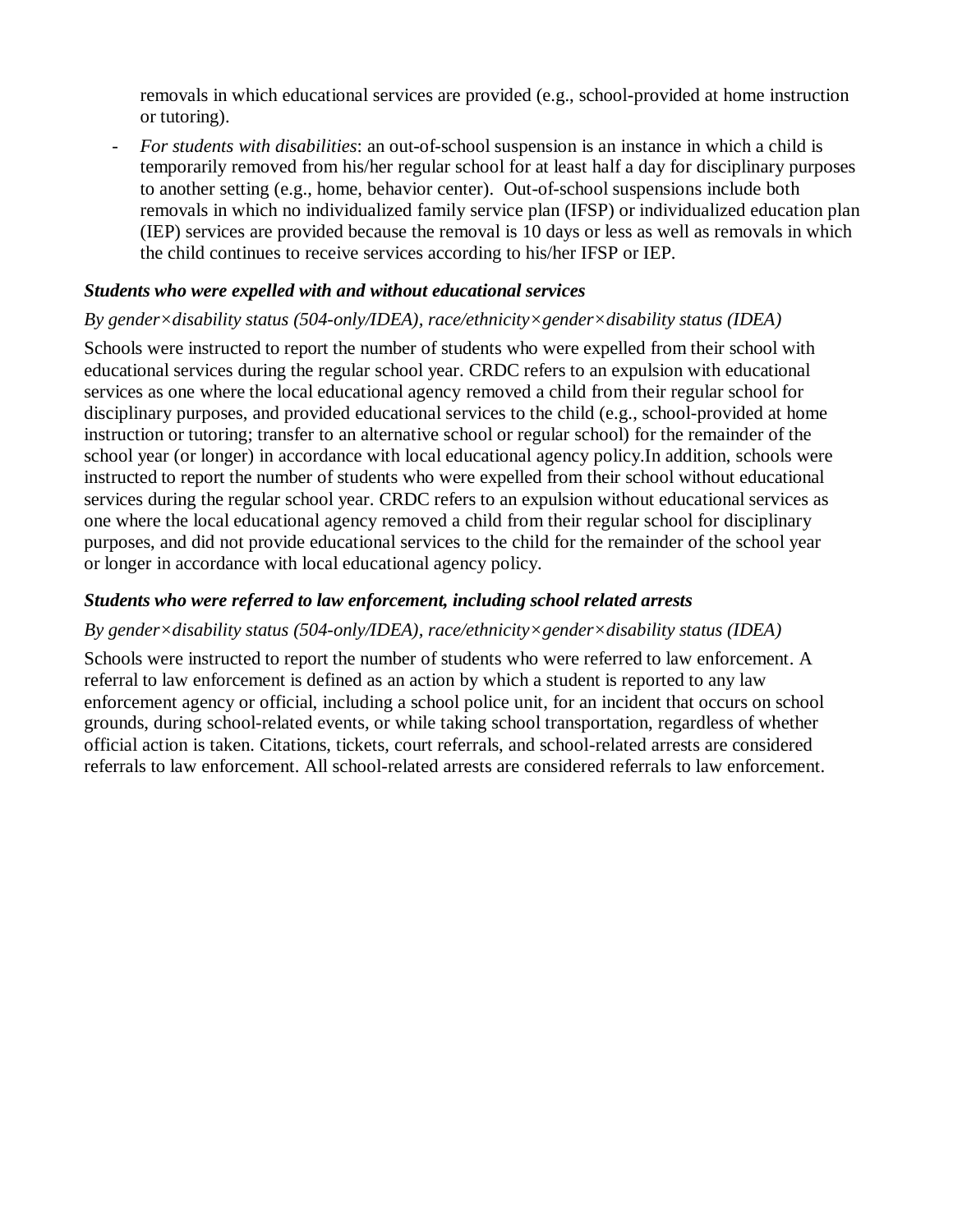removals in which educational services are provided (e.g., school-provided at home instruction or tutoring).

- *For students with disabilities*: an out-of-school suspension is an instance in which a child is temporarily removed from his/her regular school for at least half a day for disciplinary purposes to another setting (e.g., home, behavior center). Out-of-school suspensions include both removals in which no individualized family service plan (IFSP) or individualized education plan (IEP) services are provided because the removal is 10 days or less as well as removals in which the child continues to receive services according to his/her IFSP or IEP.

***Students who were expelled with and without educational services***

*By gender×disability status (504-only/IDEA), race/ethnicity×gender×disability status (IDEA)*

Schools were instructed to report the number of students who were expelled from their school with educational services during the regular school year. CRDC refers to an expulsion with educational services as one where the local educational agency removed a child from their regular school for disciplinary purposes, and provided educational services to the child (e.g., school-provided at home instruction or tutoring; transfer to an alternative school or regular school) for the remainder of the school year (or longer) in accordance with local educational agency policy.In addition, schools were instructed to report the number of students who were expelled from their school without educational services during the regular school year. CRDC refers to an expulsion without educational services as one where the local educational agency removed a child from their regular school for disciplinary purposes, and did not provide educational services to the child for the remainder of the school year or longer in accordance with local educational agency policy.

***Students who were referred to law enforcement, including school related arrests***

*By gender×disability status (504-only/IDEA), race/ethnicity×gender×disability status (IDEA)*

Schools were instructed to report the number of students who were referred to law enforcement. A referral to law enforcement is defined as an action by which a student is reported to any law enforcement agency or official, including a school police unit, for an incident that occurs on school grounds, during school-related events, or while taking school transportation, regardless of whether official action is taken. Citations, tickets, court referrals, and school-related arrests are considered referrals to law enforcement. All school-related arrests are considered referrals to law enforcement.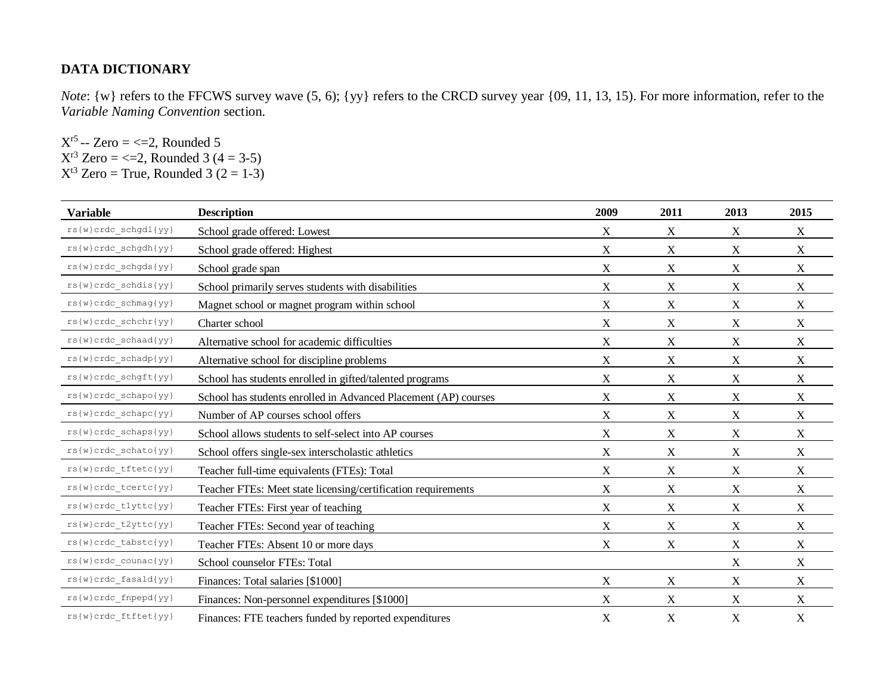**DATA DICTIONARY**

*Note*: {w} refers to the FFCWS survey wave (5, 6); {yy} refers to the CRCD survey year {09, 11, 13, 15). For more information, refer to the *Variable Naming Convention* section.

$X^{r5}$ -- Zero = <=2, Rounded 5
$X^{r3}$ Zero = <=2, Rounded 3 (4 = 3-5)
$X^{t3}$ Zero = True, Rounded 3 (2 = 1-3)

| Variable | Description | 2009 | 2011 | 2013 | 2015 |
|---|---|---|---|---|---|
| rs{w}crdc_schgdl{yy} | School grade offered: Lowest | X | X | X | X |
| rs{w}crdc_schgdh{yy} | School grade offered: Highest | X | X | X | X |
| rs{w}crdc_schgds{yy} | School grade span | X | X | X | X |
| rs{w}crdc_schdis{yy} | School primarily serves students with disabilities | X | X | X | X |
| rs{w}crdc_schmag{yy} | Magnet school or magnet program within school | X | X | X | X |
| rs{w}crdc_schchr{yy} | Charter school | X | X | X | X |
| rs{w}crdc_schaad{yy} | Alternative school for academic difficulties | X | X | X | X |
| rs{w}crdc_schadp{yy} | Alternative school for discipline problems | X | X | X | X |
| rs{w}crdc_schgft{yy} | School has students enrolled in gifted/talented programs | X | X | X | X |
| rs{w}crdc_schapo{yy} | School has students enrolled in Advanced Placement (AP) courses | X | X | X | X |
| rs{w}crdc_schapc{yy} | Number of AP courses school offers | X | X | X | X |
| rs{w}crdc_schaps{yy} | School allows students to self-select into AP courses | X | X | X | X |
| rs{w}crdc_schato{yy} | School offers single-sex interscholastic athletics | X | X | X | X |
| rs{w}crdc_tftetc{yy} | Teacher full-time equivalents (FTEs): Total | X | X | X | X |
| rs{w}crdc_tcertc{yy} | Teacher FTEs: Meet state licensing/certification requirements | X | X | X | X |
| rs{w}crdc_t1yttc{yy} | Teacher FTEs: First year of teaching | X | X | X | X |
| rs{w}crdc_t2yttc{yy} | Teacher FTEs: Second year of teaching | X | X | X | X |
| rs{w}crdc_tabstc{yy} | Teacher FTEs: Absent 10 or more days | X | X | X | X |
| rs{w}crdc_counac{yy} | School counselor FTEs: Total | | | X | X |
| rs{w}crdc_fasald{yy} | Finances: Total salaries [$1000] | X | X | X | X |
| rs{w}crdc_fnpepd{yy} | Finances: Non-personnel expenditures [$1000] | X | X | X | X |
| rs{w}crdc_ftftet{yy} | Finances: FTE teachers funded by reported expenditures | X | X | X | X |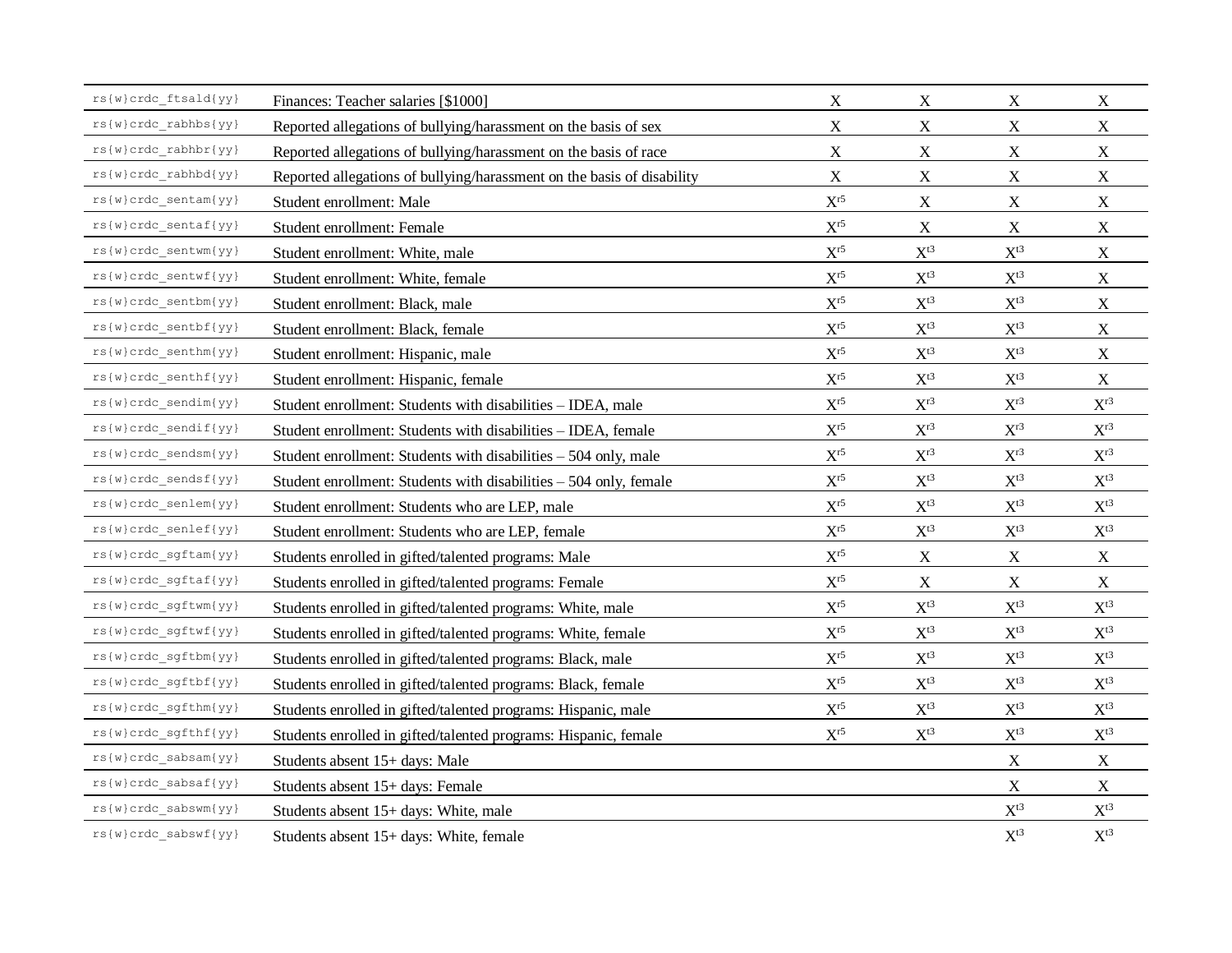| | | | | | |
|---|---|---|---|---|---|
| rs{w}crdc_ftsald{yy} | Finances: Teacher salaries [$1000] | X | X | X | X |
| rs{w}crdc_rabhbs{yy} | Reported allegations of bullying/harassment on the basis of sex | X | X | X | X |
| rs{w}crdc_rabhbr{yy} | Reported allegations of bullying/harassment on the basis of race | X | X | X | X |
| rs{w}crdc_rabhbd{yy} | Reported allegations of bullying/harassment on the basis of disability | X | X | X | X |
| rs{w}crdc_sentam{yy} | Student enrollment: Male | X[r5] | X | X | X |
| rs{w}crdc_sentaf{yy} | Student enrollment: Female | X[r5] | X | X | X |
| rs{w}crdc_sentwm{yy} | Student enrollment: White, male | X[r5] | X[t3] | X[t3] | X |
| rs{w}crdc_sentwf{yy} | Student enrollment: White, female | X[r5] | X[t3] | X[t3] | X |
| rs{w}crdc_sentbm{yy} | Student enrollment: Black, male | X[r5] | X[t3] | X[t3] | X |
| rs{w}crdc_sentbf{yy} | Student enrollment: Black, female | X[r5] | X[t3] | X[t3] | X |
| rs{w}crdc_senthm{yy} | Student enrollment: Hispanic, male | X[r5] | X[t3] | X[t3] | X |
| rs{w}crdc_senthf{yy} | Student enrollment: Hispanic, female | X[r5] | X[t3] | X[t3] | X |
| rs{w}crdc_sendim{yy} | Student enrollment: Students with disabilities – IDEA, male | X[r5] | X[r3] | X[r3] | X[r3] |
| rs{w}crdc_sendif{yy} | Student enrollment: Students with disabilities – IDEA, female | X[r5] | X[r3] | X[r3] | X[r3] |
| rs{w}crdc_sendsm{yy} | Student enrollment: Students with disabilities – 504 only, male | X[r5] | X[r3] | X[r3] | X[r3] |
| rs{w}crdc_sendsf{yy} | Student enrollment: Students with disabilities – 504 only, female | X[r5] | X[t3] | X[t3] | X[t3] |
| rs{w}crdc_senlem{yy} | Student enrollment: Students who are LEP, male | X[r5] | X[t3] | X[t3] | X[t3] |
| rs{w}crdc_senlef{yy} | Student enrollment: Students who are LEP, female | X[r5] | X[t3] | X[t3] | X[t3] |
| rs{w}crdc_sgftam{yy} | Students enrolled in gifted/talented programs: Male | X[r5] | X | X | X |
| rs{w}crdc_sgftaf{yy} | Students enrolled in gifted/talented programs: Female | X[r5] | X | X | X |
| rs{w}crdc_sgftwm{yy} | Students enrolled in gifted/talented programs: White, male | X[r5] | X[t3] | X[t3] | X[t3] |
| rs{w}crdc_sgftwf{yy} | Students enrolled in gifted/talented programs: White, female | X[r5] | X[t3] | X[t3] | X[t3] |
| rs{w}crdc_sgftbm{yy} | Students enrolled in gifted/talented programs: Black, male | X[r5] | X[t3] | X[t3] | X[t3] |
| rs{w}crdc_sgftbf{yy} | Students enrolled in gifted/talented programs: Black, female | X[r5] | X[t3] | X[t3] | X[t3] |
| rs{w}crdc_sgfthm{yy} | Students enrolled in gifted/talented programs: Hispanic, male | X[r5] | X[t3] | X[t3] | X[t3] |
| rs{w}crdc_sgfthf{yy} | Students enrolled in gifted/talented programs: Hispanic, female | X[r5] | X[t3] | X[t3] | X[t3] |
| rs{w}crdc_sabsam{yy} | Students absent 15+ days: Male | | | X | X |
| rs{w}crdc_sabsaf{yy} | Students absent 15+ days: Female | | | X | X |
| rs{w}crdc_sabswm{yy} | Students absent 15+ days: White, male | | | X[t3] | X[t3] |
| rs{w}crdc_sabswf{yy} | Students absent 15+ days: White, female | | | X[t3] | X[t3] |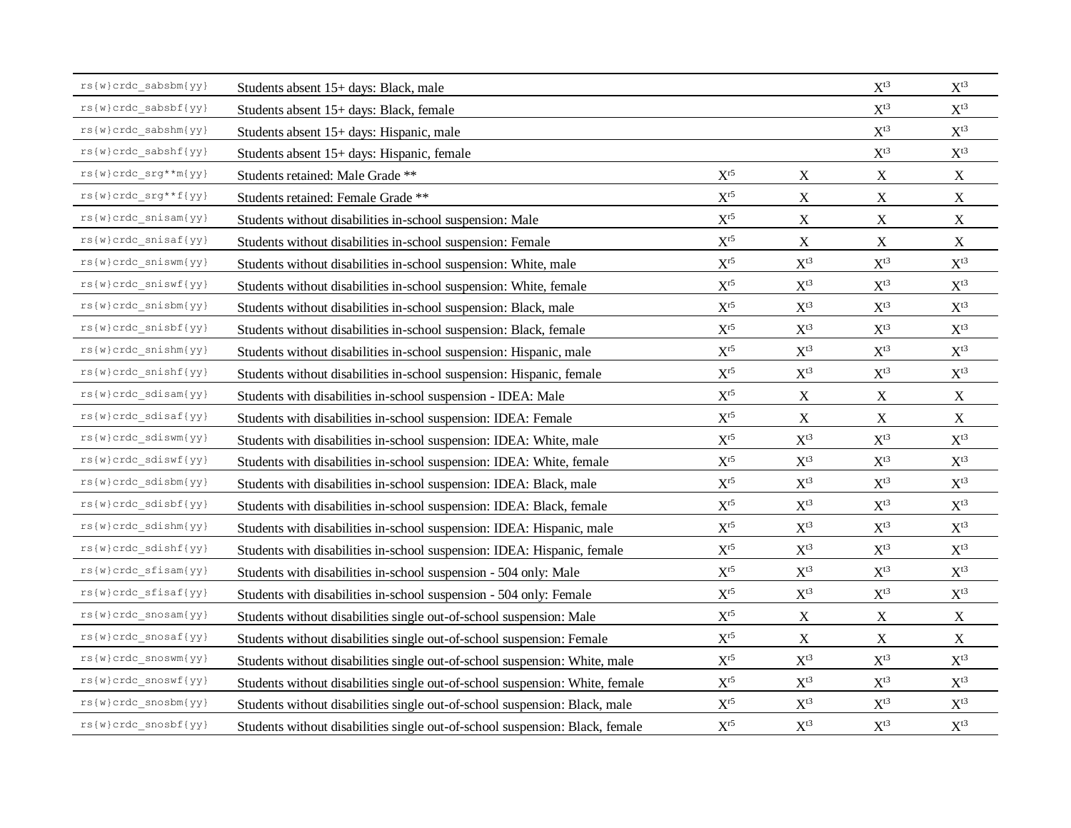| | | | | | |
|---|---|---|---|---|---|
| rs{w}crdc_sabsbm{yy} | Students absent 15+ days: Black, male | | | X[t3] | X[t3] |
| rs{w}crdc_sabsbf{yy} | Students absent 15+ days: Black, female | | | X[t3] | X[t3] |
| rs{w}crdc_sabshm{yy} | Students absent 15+ days: Hispanic, male | | | X[t3] | X[t3] |
| rs{w}crdc_sabshf{yy} | Students absent 15+ days: Hispanic, female | | | X[t3] | X[t3] |
| rs{w}crdc_srg**m{yy} | Students retained: Male Grade ** | X[r5] | X | X | X |
| rs{w}crdc_srg**f{yy} | Students retained: Female Grade ** | X[r5] | X | X | X |
| rs{w}crdc_snisam{yy} | Students without disabilities in-school suspension: Male | X[r5] | X | X | X |
| rs{w}crdc_snisaf{yy} | Students without disabilities in-school suspension: Female | X[r5] | X | X | X |
| rs{w}crdc_sniswm{yy} | Students without disabilities in-school suspension: White, male | X[r5] | X[t3] | X[t3] | X[t3] |
| rs{w}crdc_sniswf{yy} | Students without disabilities in-school suspension: White, female | X[r5] | X[t3] | X[t3] | X[t3] |
| rs{w}crdc_snisbm{yy} | Students without disabilities in-school suspension: Black, male | X[r5] | X[t3] | X[t3] | X[t3] |
| rs{w}crdc_snisbf{yy} | Students without disabilities in-school suspension: Black, female | X[r5] | X[t3] | X[t3] | X[t3] |
| rs{w}crdc_snishm{yy} | Students without disabilities in-school suspension: Hispanic, male | X[r5] | X[t3] | X[t3] | X[t3] |
| rs{w}crdc_snishf{yy} | Students without disabilities in-school suspension: Hispanic, female | X[r5] | X[t3] | X[t3] | X[t3] |
| rs{w}crdc_sdisam{yy} | Students with disabilities in-school suspension - IDEA: Male | X[r5] | X | X | X |
| rs{w}crdc_sdisaf{yy} | Students with disabilities in-school suspension: IDEA: Female | X[r5] | X | X | X |
| rs{w}crdc_sdiswm{yy} | Students with disabilities in-school suspension: IDEA: White, male | X[r5] | X[t3] | X[t3] | X[t3] |
| rs{w}crdc_sdiswf{yy} | Students with disabilities in-school suspension: IDEA: White, female | X[r5] | X[t3] | X[t3] | X[t3] |
| rs{w}crdc_sdisbm{yy} | Students with disabilities in-school suspension: IDEA: Black, male | X[r5] | X[t3] | X[t3] | X[t3] |
| rs{w}crdc_sdisbf{yy} | Students with disabilities in-school suspension: IDEA: Black, female | X[r5] | X[t3] | X[t3] | X[t3] |
| rs{w}crdc_sdishm{yy} | Students with disabilities in-school suspension: IDEA: Hispanic, male | X[r5] | X[t3] | X[t3] | X[t3] |
| rs{w}crdc_sdishf{yy} | Students with disabilities in-school suspension: IDEA: Hispanic, female | X[r5] | X[t3] | X[t3] | X[t3] |
| rs{w}crdc_sfisam{yy} | Students with disabilities in-school suspension - 504 only: Male | X[r5] | X[t3] | X[t3] | X[t3] |
| rs{w}crdc_sfisaf{yy} | Students with disabilities in-school suspension - 504 only: Female | X[r5] | X[t3] | X[t3] | X[t3] |
| rs{w}crdc_snosam{yy} | Students without disabilities single out-of-school suspension: Male | X[r5] | X | X | X |
| rs{w}crdc_snosaf{yy} | Students without disabilities single out-of-school suspension: Female | X[r5] | X | X | X |
| rs{w}crdc_snoswm{yy} | Students without disabilities single out-of-school suspension: White, male | X[r5] | X[t3] | X[t3] | X[t3] |
| rs{w}crdc_snoswf{yy} | Students without disabilities single out-of-school suspension: White, female | X[r5] | X[t3] | X[t3] | X[t3] |
| rs{w}crdc_snosbm{yy} | Students without disabilities single out-of-school suspension: Black, male | X[r5] | X[t3] | X[t3] | X[t3] |
| rs{w}crdc_snosbf{yy} | Students without disabilities single out-of-school suspension: Black, female | X[r5] | X[t3] | X[t3] | X[t3] |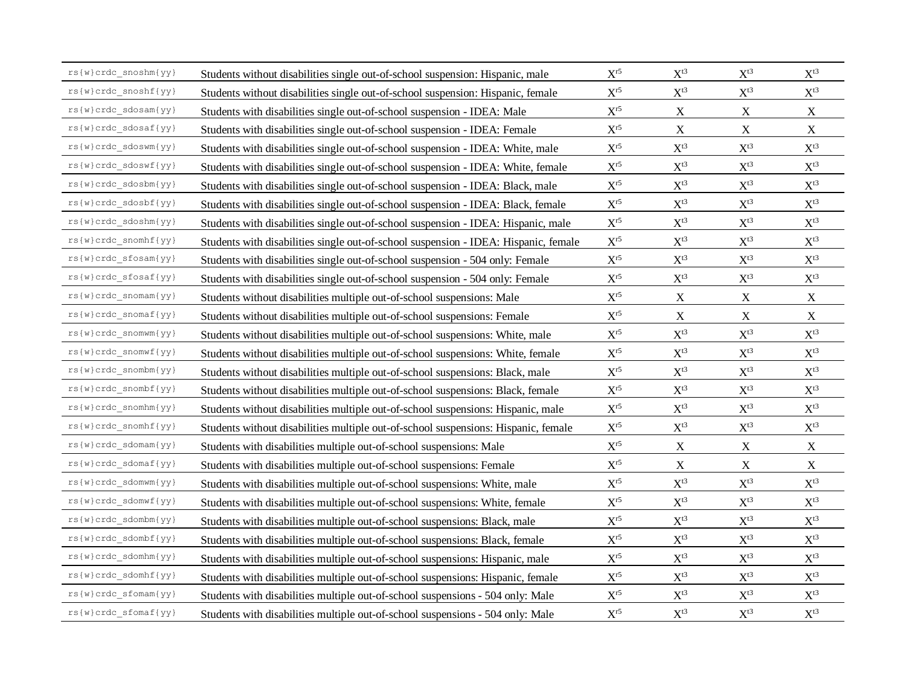| | | | | | |
|---|---|---|---|---|---|
| rs{w}crdc_snoshm{yy} | Students without disabilities single out-of-school suspension: Hispanic, male | X[r5] | X[t3] | X[t3] | X[t3] |
| rs{w}crdc_snoshf{yy} | Students without disabilities single out-of-school suspension: Hispanic, female | X[r5] | X[t3] | X[t3] | X[t3] |
| rs{w}crdc_sdosam{yy} | Students with disabilities single out-of-school suspension - IDEA: Male | X[r5] | X | X | X |
| rs{w}crdc_sdosaf{yy} | Students with disabilities single out-of-school suspension - IDEA: Female | X[r5] | X | X | X |
| rs{w}crdc_sdoswm{yy} | Students with disabilities single out-of-school suspension - IDEA: White, male | X[r5] | X[t3] | X[t3] | X[t3] |
| rs{w}crdc_sdoswf{yy} | Students with disabilities single out-of-school suspension - IDEA: White, female | X[r5] | X[t3] | X[t3] | X[t3] |
| rs{w}crdc_sdosbm{yy} | Students with disabilities single out-of-school suspension - IDEA: Black, male | X[r5] | X[t3] | X[t3] | X[t3] |
| rs{w}crdc_sdosbf{yy} | Students with disabilities single out-of-school suspension - IDEA: Black, female | X[r5] | X[t3] | X[t3] | X[t3] |
| rs{w}crdc_sdoshm{yy} | Students with disabilities single out-of-school suspension - IDEA: Hispanic, male | X[r5] | X[t3] | X[t3] | X[t3] |
| rs{w}crdc_snomhf{yy} | Students with disabilities single out-of-school suspension - IDEA: Hispanic, female | X[r5] | X[t3] | X[t3] | X[t3] |
| rs{w}crdc_sfosam{yy} | Students with disabilities single out-of-school suspension - 504 only: Female | X[r5] | X[t3] | X[t3] | X[t3] |
| rs{w}crdc_sfosaf{yy} | Students with disabilities single out-of-school suspension - 504 only: Female | X[r5] | X[t3] | X[t3] | X[t3] |
| rs{w}crdc_snomam{yy} | Students without disabilities multiple out-of-school suspensions: Male | X[r5] | X | X | X |
| rs{w}crdc_snomaf{yy} | Students without disabilities multiple out-of-school suspensions: Female | X[r5] | X | X | X |
| rs{w}crdc_snomwm{yy} | Students without disabilities multiple out-of-school suspensions: White, male | X[r5] | X[t3] | X[t3] | X[t3] |
| rs{w}crdc_snomwf{yy} | Students without disabilities multiple out-of-school suspensions: White, female | X[r5] | X[t3] | X[t3] | X[t3] |
| rs{w}crdc_snombm{yy} | Students without disabilities multiple out-of-school suspensions: Black, male | X[r5] | X[t3] | X[t3] | X[t3] |
| rs{w}crdc_snombf{yy} | Students without disabilities multiple out-of-school suspensions: Black, female | X[r5] | X[t3] | X[t3] | X[t3] |
| rs{w}crdc_snomhm{yy} | Students without disabilities multiple out-of-school suspensions: Hispanic, male | X[r5] | X[t3] | X[t3] | X[t3] |
| rs{w}crdc_snomhf{yy} | Students without disabilities multiple out-of-school suspensions: Hispanic, female | X[r5] | X[t3] | X[t3] | X[t3] |
| rs{w}crdc_sdomam{yy} | Students with disabilities multiple out-of-school suspensions: Male | X[r5] | X | X | X |
| rs{w}crdc_sdomaf{yy} | Students with disabilities multiple out-of-school suspensions: Female | X[r5] | X | X | X |
| rs{w}crdc_sdomwm{yy} | Students with disabilities multiple out-of-school suspensions: White, male | X[r5] | X[t3] | X[t3] | X[t3] |
| rs{w}crdc_sdomwf{yy} | Students with disabilities multiple out-of-school suspensions: White, female | X[r5] | X[t3] | X[t3] | X[t3] |
| rs{w}crdc_sdombm{yy} | Students with disabilities multiple out-of-school suspensions: Black, male | X[r5] | X[t3] | X[t3] | X[t3] |
| rs{w}crdc_sdombf{yy} | Students with disabilities multiple out-of-school suspensions: Black, female | X[r5] | X[t3] | X[t3] | X[t3] |
| rs{w}crdc_sdomhm{yy} | Students with disabilities multiple out-of-school suspensions: Hispanic, male | X[r5] | X[t3] | X[t3] | X[t3] |
| rs{w}crdc_sdomhf{yy} | Students with disabilities multiple out-of-school suspensions: Hispanic, female | X[r5] | X[t3] | X[t3] | X[t3] |
| rs{w}crdc_sfomam{yy} | Students with disabilities multiple out-of-school suspensions - 504 only: Male | X[r5] | X[t3] | X[t3] | X[t3] |
| rs{w}crdc_sfomaf{yy} | Students with disabilities multiple out-of-school suspensions - 504 only: Male | X[r5] | X[t3] | X[t3] | X[t3] |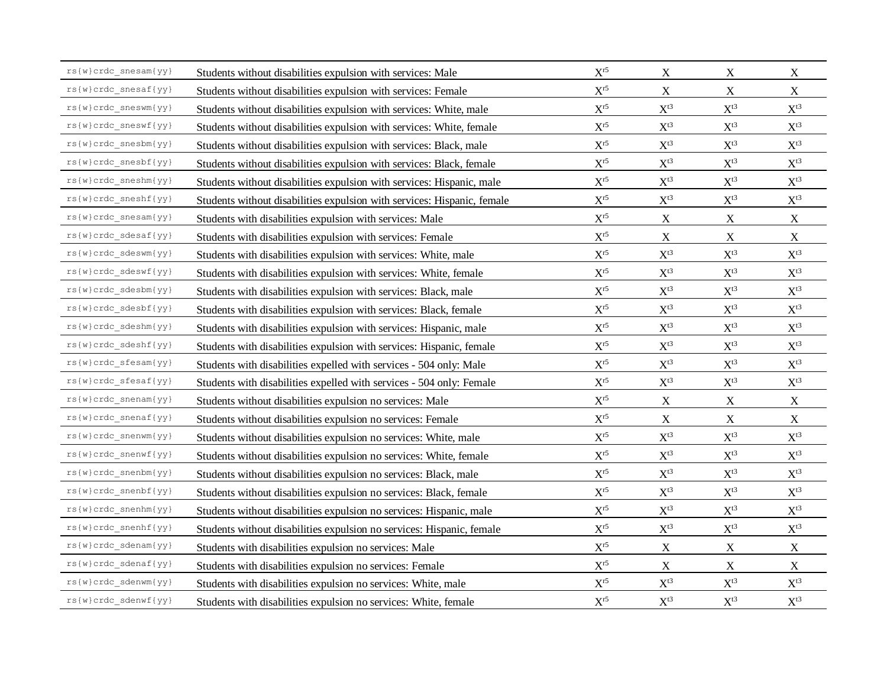| | | | | | |
|---|---|---|---|---|---|
| rs{w}crdc_snesam{yy} | Students without disabilities expulsion with services: Male | X[r5] | X | X | X |
| rs{w}crdc_snesaf{yy} | Students without disabilities expulsion with services: Female | X[r5] | X | X | X |
| rs{w}crdc_sneswm{yy} | Students without disabilities expulsion with services: White, male | X[r5] | X[t3] | X[t3] | X[t3] |
| rs{w}crdc_sneswf{yy} | Students without disabilities expulsion with services: White, female | X[r5] | X[t3] | X[t3] | X[t3] |
| rs{w}crdc_snesbm{yy} | Students without disabilities expulsion with services: Black, male | X[r5] | X[t3] | X[t3] | X[t3] |
| rs{w}crdc_snesbf{yy} | Students without disabilities expulsion with services: Black, female | X[r5] | X[t3] | X[t3] | X[t3] |
| rs{w}crdc_sneshm{yy} | Students without disabilities expulsion with services: Hispanic, male | X[r5] | X[t3] | X[t3] | X[t3] |
| rs{w}crdc_sneshf{yy} | Students without disabilities expulsion with services: Hispanic, female | X[r5] | X[t3] | X[t3] | X[t3] |
| rs{w}crdc_snesam{yy} | Students with disabilities expulsion with services: Male | X[r5] | X | X | X |
| rs{w}crdc_sdesaf{yy} | Students with disabilities expulsion with services: Female | X[r5] | X | X | X |
| rs{w}crdc_sdeswm{yy} | Students with disabilities expulsion with services: White, male | X[r5] | X[t3] | X[t3] | X[t3] |
| rs{w}crdc_sdeswf{yy} | Students with disabilities expulsion with services: White, female | X[r5] | X[t3] | X[t3] | X[t3] |
| rs{w}crdc_sdesbm{yy} | Students with disabilities expulsion with services: Black, male | X[r5] | X[t3] | X[t3] | X[t3] |
| rs{w}crdc_sdesbf{yy} | Students with disabilities expulsion with services: Black, female | X[r5] | X[t3] | X[t3] | X[t3] |
| rs{w}crdc_sdeshm{yy} | Students with disabilities expulsion with services: Hispanic, male | X[r5] | X[t3] | X[t3] | X[t3] |
| rs{w}crdc_sdeshf{yy} | Students with disabilities expulsion with services: Hispanic, female | X[r5] | X[t3] | X[t3] | X[t3] |
| rs{w}crdc_sfesam{yy} | Students with disabilities expelled with services - 504 only: Male | X[r5] | X[t3] | X[t3] | X[t3] |
| rs{w}crdc_sfesaf{yy} | Students with disabilities expelled with services - 504 only: Female | X[r5] | X[t3] | X[t3] | X[t3] |
| rs{w}crdc_snenam{yy} | Students without disabilities expulsion no services: Male | X[r5] | X | X | X |
| rs{w}crdc_snenaf{yy} | Students without disabilities expulsion no services: Female | X[r5] | X | X | X |
| rs{w}crdc_snenwm{yy} | Students without disabilities expulsion no services: White, male | X[r5] | X[t3] | X[t3] | X[t3] |
| rs{w}crdc_snenwf{yy} | Students without disabilities expulsion no services: White, female | X[r5] | X[t3] | X[t3] | X[t3] |
| rs{w}crdc_snenbm{yy} | Students without disabilities expulsion no services: Black, male | X[r5] | X[t3] | X[t3] | X[t3] |
| rs{w}crdc_snenbf{yy} | Students without disabilities expulsion no services: Black, female | X[r5] | X[t3] | X[t3] | X[t3] |
| rs{w}crdc_snenhm{yy} | Students without disabilities expulsion no services: Hispanic, male | X[r5] | X[t3] | X[t3] | X[t3] |
| rs{w}crdc_snenhf{yy} | Students without disabilities expulsion no services: Hispanic, female | X[r5] | X[t3] | X[t3] | X[t3] |
| rs{w}crdc_sdenam{yy} | Students with disabilities expulsion no services: Male | X[r5] | X | X | X |
| rs{w}crdc_sdenaf{yy} | Students with disabilities expulsion no services: Female | X[r5] | X | X | X |
| rs{w}crdc_sdenwm{yy} | Students with disabilities expulsion no services: White, male | X[r5] | X[t3] | X[t3] | X[t3] |
| rs{w}crdc_sdenwf{yy} | Students with disabilities expulsion no services: White, female | X[r5] | X[t3] | X[t3] | X[t3] |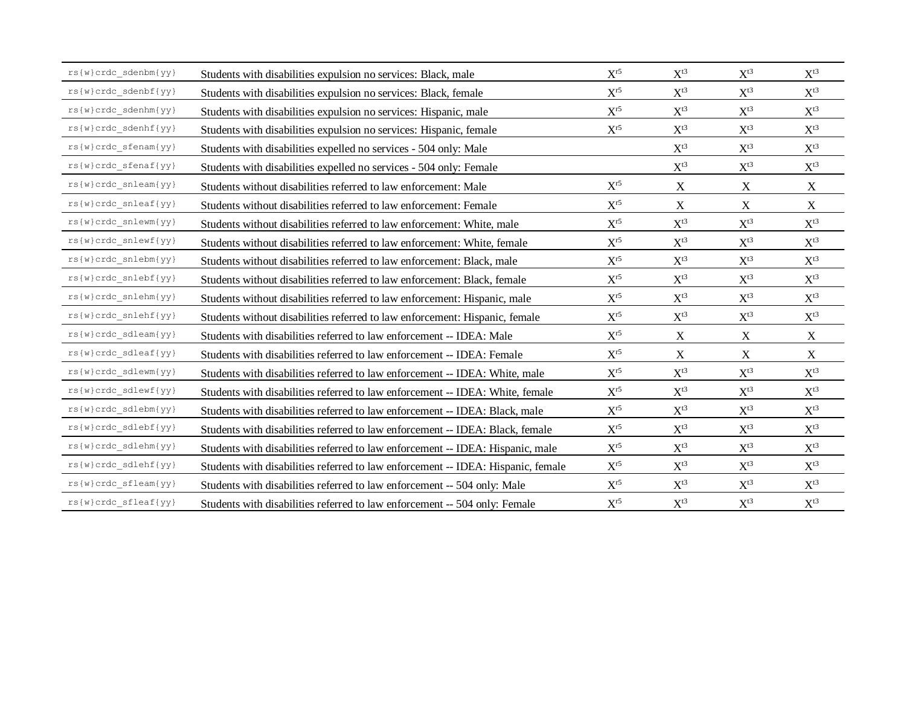| | | | | | |
|---|---|---|---|---|---|
| rs{w}crdc_sdenbm{yy} | Students with disabilities expulsion no services: Black, male | $X^{r5}$ | $X^{t3}$ | $X^{t3}$ | $X^{t3}$ |
| rs{w}crdc_sdenbf{yy} | Students with disabilities expulsion no services: Black, female | $X^{r5}$ | $X^{t3}$ | $X^{t3}$ | $X^{t3}$ |
| rs{w}crdc_sdenhm{yy} | Students with disabilities expulsion no services: Hispanic, male | $X^{r5}$ | $X^{t3}$ | $X^{t3}$ | $X^{t3}$ |
| rs{w}crdc_sdenhf{yy} | Students with disabilities expulsion no services: Hispanic, female | $X^{r5}$ | $X^{t3}$ | $X^{t3}$ | $X^{t3}$ |
| rs{w}crdc_sfenam{yy} | Students with disabilities expelled no services - 504 only: Male | | $X^{t3}$ | $X^{t3}$ | $X^{t3}$ |
| rs{w}crdc_sfenaf{yy} | Students with disabilities expelled no services - 504 only: Female | | $X^{t3}$ | $X^{t3}$ | $X^{t3}$ |
| rs{w}crdc_snleam{yy} | Students without disabilities referred to law enforcement: Male | $X^{r5}$ | X | X | X |
| rs{w}crdc_snleaf{yy} | Students without disabilities referred to law enforcement: Female | $X^{r5}$ | X | X | X |
| rs{w}crdc_snlewm{yy} | Students without disabilities referred to law enforcement: White, male | $X^{r5}$ | $X^{t3}$ | $X^{t3}$ | $X^{t3}$ |
| rs{w}crdc_snlewf{yy} | Students without disabilities referred to law enforcement: White, female | $X^{r5}$ | $X^{t3}$ | $X^{t3}$ | $X^{t3}$ |
| rs{w}crdc_snlebm{yy} | Students without disabilities referred to law enforcement: Black, male | $X^{r5}$ | $X^{t3}$ | $X^{t3}$ | $X^{t3}$ |
| rs{w}crdc_snlebf{yy} | Students without disabilities referred to law enforcement: Black, female | $X^{r5}$ | $X^{t3}$ | $X^{t3}$ | $X^{t3}$ |
| rs{w}crdc_snlehm{yy} | Students without disabilities referred to law enforcement: Hispanic, male | $X^{r5}$ | $X^{t3}$ | $X^{t3}$ | $X^{t3}$ |
| rs{w}crdc_snlehf{yy} | Students without disabilities referred to law enforcement: Hispanic, female | $X^{r5}$ | $X^{t3}$ | $X^{t3}$ | $X^{t3}$ |
| rs{w}crdc_sdleam{yy} | Students with disabilities referred to law enforcement -- IDEA: Male | $X^{r5}$ | X | X | X |
| rs{w}crdc_sdleaf{yy} | Students with disabilities referred to law enforcement -- IDEA: Female | $X^{r5}$ | X | X | X |
| rs{w}crdc_sdlewm{yy} | Students with disabilities referred to law enforcement -- IDEA: White, male | $X^{r5}$ | $X^{t3}$ | $X^{t3}$ | $X^{t3}$ |
| rs{w}crdc_sdlewf{yy} | Students with disabilities referred to law enforcement -- IDEA: White, female | $X^{r5}$ | $X^{t3}$ | $X^{t3}$ | $X^{t3}$ |
| rs{w}crdc_sdlebm{yy} | Students with disabilities referred to law enforcement -- IDEA: Black, male | $X^{r5}$ | $X^{t3}$ | $X^{t3}$ | $X^{t3}$ |
| rs{w}crdc_sdlebf{yy} | Students with disabilities referred to law enforcement -- IDEA: Black, female | $X^{r5}$ | $X^{t3}$ | $X^{t3}$ | $X^{t3}$ |
| rs{w}crdc_sdlehm{yy} | Students with disabilities referred to law enforcement -- IDEA: Hispanic, male | $X^{r5}$ | $X^{t3}$ | $X^{t3}$ | $X^{t3}$ |
| rs{w}crdc_sdlehf{yy} | Students with disabilities referred to law enforcement -- IDEA: Hispanic, female | $X^{r5}$ | $X^{t3}$ | $X^{t3}$ | $X^{t3}$ |
| rs{w}crdc_sfleam{yy} | Students with disabilities referred to law enforcement -- 504 only: Male | $X^{r5}$ | $X^{t3}$ | $X^{t3}$ | $X^{t3}$ |
| rs{w}crdc_sfleaf{yy} | Students with disabilities referred to law enforcement -- 504 only: Female | $X^{r5}$ | $X^{t3}$ | $X^{t3}$ | $X^{t3}$ |